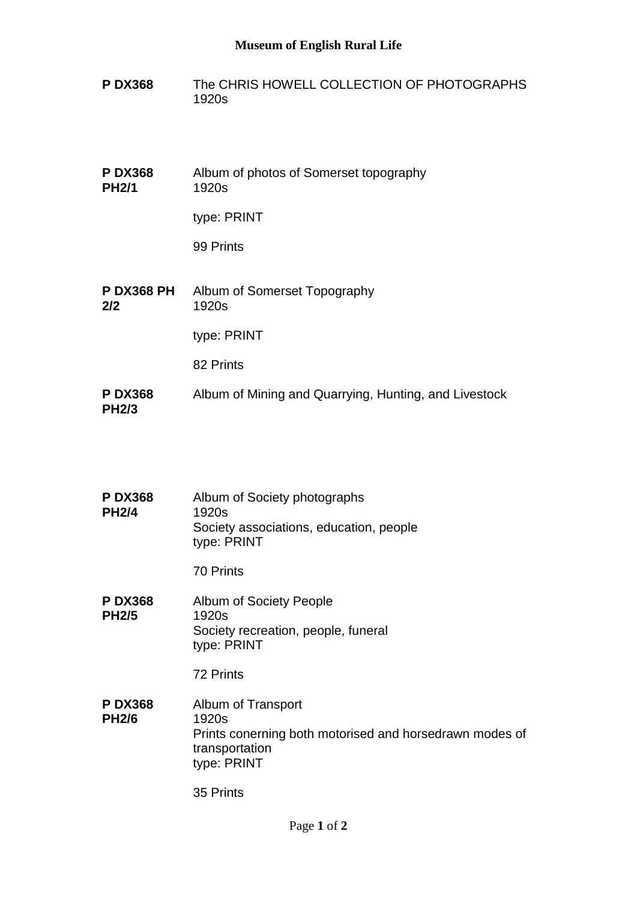# Museum of English Rural Life

**P DX368** The CHRIS HOWELL COLLECTION OF PHOTOGRAPHS
1920s

**P DX368 PH2/1** Album of photos of Somerset topography
1920s

type: PRINT

99 Prints

**P DX368 PH 2/2** Album of Somerset Topography
1920s

type: PRINT

82 Prints

**P DX368 PH2/3** Album of Mining and Quarrying, Hunting, and Livestock

**P DX368 PH2/4** Album of Society photographs
1920s
Society associations, education, people
type: PRINT

70 Prints

**P DX368 PH2/5** Album of Society People
1920s
Society recreation, people, funeral
type: PRINT

72 Prints

**P DX368 PH2/6** Album of Transport
1920s
Prints conerning both motorised and horsedrawn modes of transportation
type: PRINT

35 Prints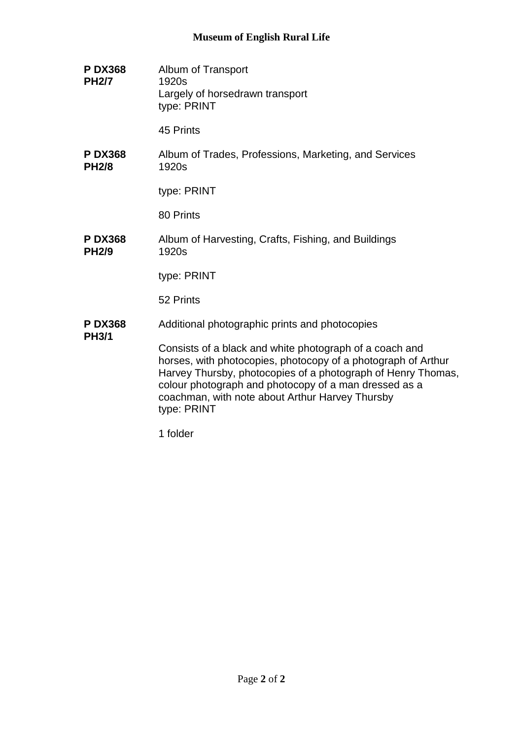**P DX368 PH2/7**

Album of Transport
1920s
Largely of horsedrawn transport
type: PRINT

45 Prints

**P DX368 PH2/8**

Album of Trades, Professions, Marketing, and Services
1920s

type: PRINT

80 Prints

**P DX368 PH2/9**

Album of Harvesting, Crafts, Fishing, and Buildings
1920s

type: PRINT

52 Prints

**P DX368 PH3/1**

Additional photographic prints and photocopies

Consists of a black and white photograph of a coach and horses, with photocopies, photocopy of a photograph of Arthur Harvey Thursby, photocopies of a photograph of Henry Thomas, colour photograph and photocopy of a man dressed as a coachman, with note about Arthur Harvey Thursby
type: PRINT

1 folder